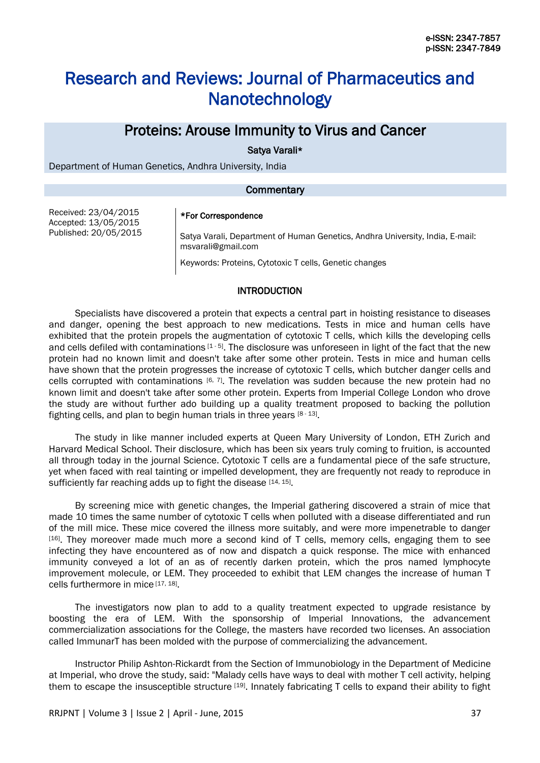e-ISSN: 2347-7857
p-ISSN: 2347-7849

# Research and Reviews: Journal of Pharmaceutics and Nanotechnology

## Proteins: Arouse Immunity to Virus and Cancer

Satya Varali*

Department of Human Genetics, Andhra University, India

**Commentary**

Received: 23/04/2015
Accepted: 13/05/2015
Published: 20/05/2015

**\*For Correspondence**

Satya Varali, Department of Human Genetics, Andhra University, India, E-mail: msvarali@gmail.com

Keywords: Proteins, Cytotoxic T cells, Genetic changes

### INTRODUCTION

Specialists have discovered a protein that expects a central part in hoisting resistance to diseases and danger, opening the best approach to new medications. Tests in mice and human cells have exhibited that the protein propels the augmentation of cytotoxic T cells, which kills the developing cells and cells defiled with contaminations [1 - 5]. The disclosure was unforeseen in light of the fact that the new protein had no known limit and doesn't take after some other protein. Tests in mice and human cells have shown that the protein progresses the increase of cytotoxic T cells, which butcher danger cells and cells corrupted with contaminations [6, 7]. The revelation was sudden because the new protein had no known limit and doesn't take after some other protein. Experts from Imperial College London who drove the study are without further ado building up a quality treatment proposed to backing the pollution fighting cells, and plan to begin human trials in three years [8 - 13].

The study in like manner included experts at Queen Mary University of London, ETH Zurich and Harvard Medical School. Their disclosure, which has been six years truly coming to fruition, is accounted all through today in the journal Science. Cytotoxic T cells are a fundamental piece of the safe structure, yet when faced with real tainting or impelled development, they are frequently not ready to reproduce in sufficiently far reaching adds up to fight the disease [14, 15].

By screening mice with genetic changes, the Imperial gathering discovered a strain of mice that made 10 times the same number of cytotoxic T cells when polluted with a disease differentiated and run of the mill mice. These mice covered the illness more suitably, and were more impenetrable to danger [16]. They moreover made much more a second kind of T cells, memory cells, engaging them to see infecting they have encountered as of now and dispatch a quick response. The mice with enhanced immunity conveyed a lot of an as of recently darken protein, which the pros named lymphocyte improvement molecule, or LEM. They proceeded to exhibit that LEM changes the increase of human T cells furthermore in mice [17, 18].

The investigators now plan to add to a quality treatment expected to upgrade resistance by boosting the era of LEM. With the sponsorship of Imperial Innovations, the advancement commercialization associations for the College, the masters have recorded two licenses. An association called ImmunarT has been molded with the purpose of commercializing the advancement.

Instructor Philip Ashton-Rickardt from the Section of Immunobiology in the Department of Medicine at Imperial, who drove the study, said: "Malady cells have ways to deal with mother T cell activity, helping them to escape the insusceptible structure [19]. Innately fabricating T cells to expand their ability to fight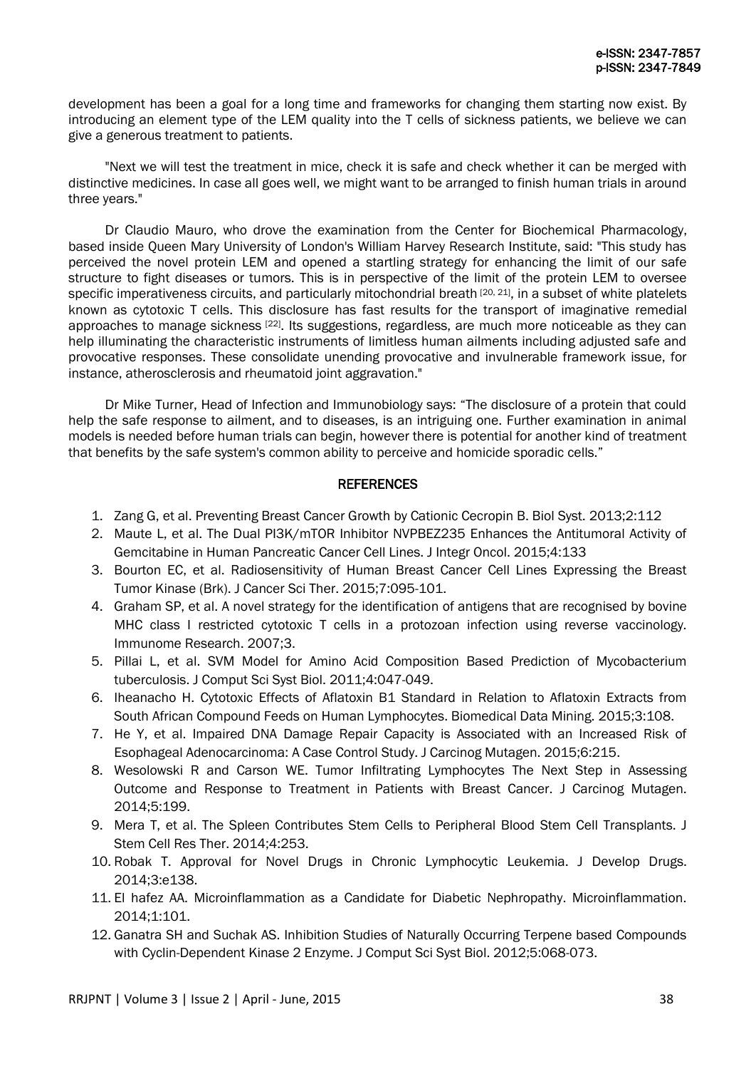development has been a goal for a long time and frameworks for changing them starting now exist. By introducing an element type of the LEM quality into the T cells of sickness patients, we believe we can give a generous treatment to patients.

"Next we will test the treatment in mice, check it is safe and check whether it can be merged with distinctive medicines. In case all goes well, we might want to be arranged to finish human trials in around three years."

Dr Claudio Mauro, who drove the examination from the Center for Biochemical Pharmacology, based inside Queen Mary University of London's William Harvey Research Institute, said: "This study has perceived the novel protein LEM and opened a startling strategy for enhancing the limit of our safe structure to fight diseases or tumors. This is in perspective of the limit of the protein LEM to oversee specific imperativeness circuits, and particularly mitochondrial breath [20, 21], in a subset of white platelets known as cytotoxic T cells. This disclosure has fast results for the transport of imaginative remedial approaches to manage sickness [22]. Its suggestions, regardless, are much more noticeable as they can help illuminating the characteristic instruments of limitless human ailments including adjusted safe and provocative responses. These consolidate unending provocative and invulnerable framework issue, for instance, atherosclerosis and rheumatoid joint aggravation."

Dr Mike Turner, Head of Infection and Immunobiology says: "The disclosure of a protein that could help the safe response to ailment, and to diseases, is an intriguing one. Further examination in animal models is needed before human trials can begin, however there is potential for another kind of treatment that benefits by the safe system's common ability to perceive and homicide sporadic cells."

## REFERENCES

1. Zang G, et al. Preventing Breast Cancer Growth by Cationic Cecropin B. Biol Syst. 2013;2:112
2. Maute L, et al. The Dual PI3K/mTOR Inhibitor NVPBEZ235 Enhances the Antitumoral Activity of Gemcitabine in Human Pancreatic Cancer Cell Lines. J Integr Oncol. 2015;4:133
3. Bourton EC, et al. Radiosensitivity of Human Breast Cancer Cell Lines Expressing the Breast Tumor Kinase (Brk). J Cancer Sci Ther. 2015;7:095-101.
4. Graham SP, et al. A novel strategy for the identification of antigens that are recognised by bovine MHC class I restricted cytotoxic T cells in a protozoan infection using reverse vaccinology. Immunome Research. 2007;3.
5. Pillai L, et al. SVM Model for Amino Acid Composition Based Prediction of Mycobacterium tuberculosis. J Comput Sci Syst Biol. 2011;4:047-049.
6. Iheanacho H. Cytotoxic Effects of Aflatoxin B1 Standard in Relation to Aflatoxin Extracts from South African Compound Feeds on Human Lymphocytes. Biomedical Data Mining. 2015;3:108.
7. He Y, et al. Impaired DNA Damage Repair Capacity is Associated with an Increased Risk of Esophageal Adenocarcinoma: A Case Control Study. J Carcinog Mutagen. 2015;6:215.
8. Wesolowski R and Carson WE. Tumor Infiltrating Lymphocytes The Next Step in Assessing Outcome and Response to Treatment in Patients with Breast Cancer. J Carcinog Mutagen. 2014;5:199.
9. Mera T, et al. The Spleen Contributes Stem Cells to Peripheral Blood Stem Cell Transplants. J Stem Cell Res Ther. 2014;4:253.
10. Robak T. Approval for Novel Drugs in Chronic Lymphocytic Leukemia. J Develop Drugs. 2014;3:e138.
11. El hafez AA. Microinflammation as a Candidate for Diabetic Nephropathy. Microinflammation. 2014;1:101.
12. Ganatra SH and Suchak AS. Inhibition Studies of Naturally Occurring Terpene based Compounds with Cyclin-Dependent Kinase 2 Enzyme. J Comput Sci Syst Biol. 2012;5:068-073.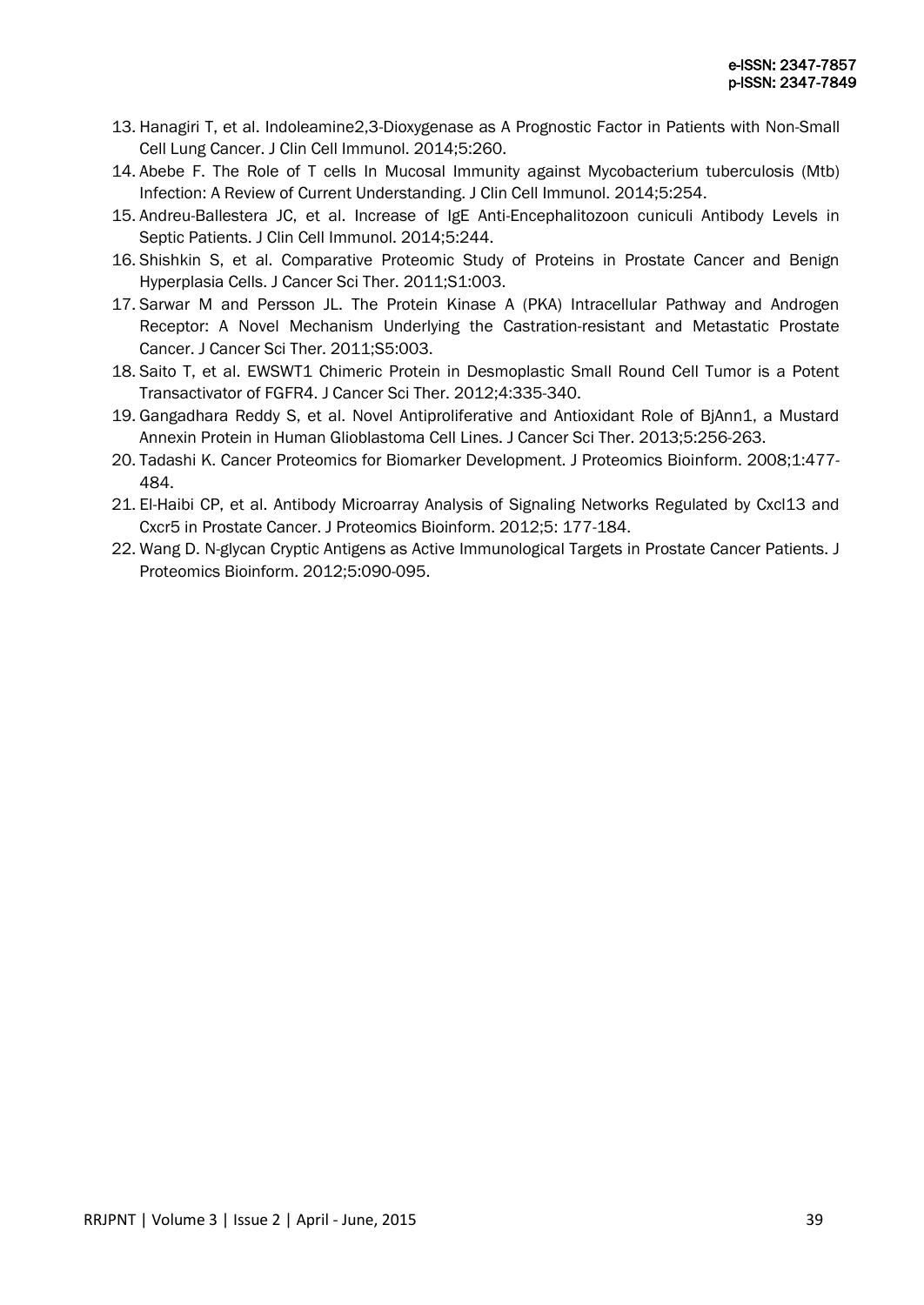13. Hanagiri T, et al. Indoleamine2,3-Dioxygenase as A Prognostic Factor in Patients with Non-Small Cell Lung Cancer. J Clin Cell Immunol. 2014;5:260.
14. Abebe F. The Role of T cells In Mucosal Immunity against Mycobacterium tuberculosis (Mtb) Infection: A Review of Current Understanding. J Clin Cell Immunol. 2014;5:254.
15. Andreu-Ballestera JC, et al. Increase of IgE Anti-Encephalitozoon cuniculi Antibody Levels in Septic Patients. J Clin Cell Immunol. 2014;5:244.
16. Shishkin S, et al. Comparative Proteomic Study of Proteins in Prostate Cancer and Benign Hyperplasia Cells. J Cancer Sci Ther. 2011;S1:003.
17. Sarwar M and Persson JL. The Protein Kinase A (PKA) Intracellular Pathway and Androgen Receptor: A Novel Mechanism Underlying the Castration-resistant and Metastatic Prostate Cancer. J Cancer Sci Ther. 2011;S5:003.
18. Saito T, et al. EWSWT1 Chimeric Protein in Desmoplastic Small Round Cell Tumor is a Potent Transactivator of FGFR4. J Cancer Sci Ther. 2012;4:335-340.
19. Gangadhara Reddy S, et al. Novel Antiproliferative and Antioxidant Role of BjAnn1, a Mustard Annexin Protein in Human Glioblastoma Cell Lines. J Cancer Sci Ther. 2013;5:256-263.
20. Tadashi K. Cancer Proteomics for Biomarker Development. J Proteomics Bioinform. 2008;1:477-484.
21. El-Haibi CP, et al. Antibody Microarray Analysis of Signaling Networks Regulated by Cxcl13 and Cxcr5 in Prostate Cancer. J Proteomics Bioinform. 2012;5: 177-184.
22. Wang D. N-glycan Cryptic Antigens as Active Immunological Targets in Prostate Cancer Patients. J Proteomics Bioinform. 2012;5:090-095.